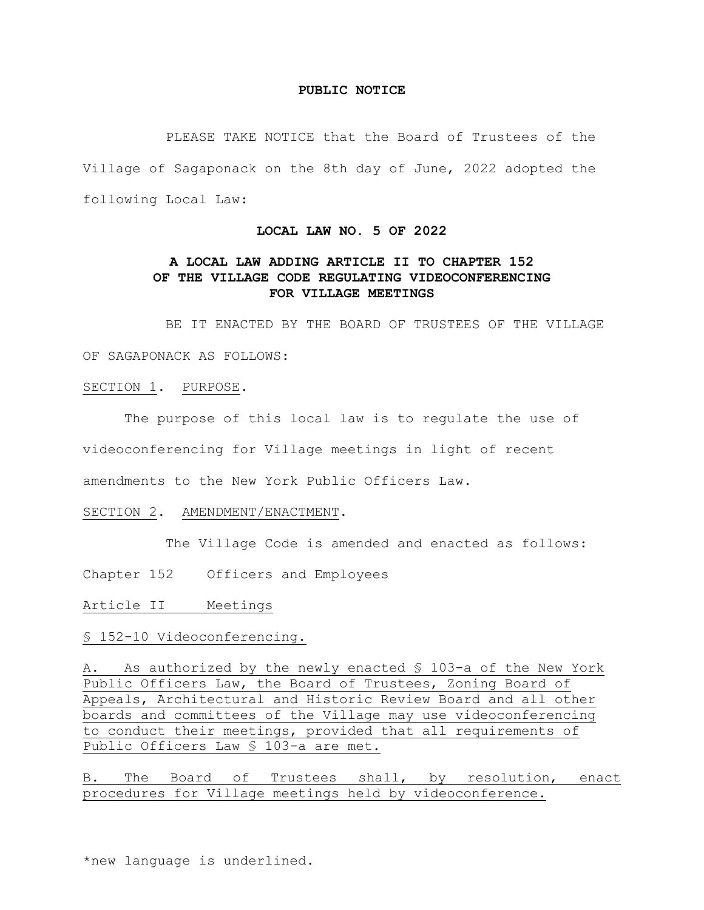## PUBLIC NOTICE

PLEASE TAKE NOTICE that the Board of Trustees of the Village of Sagaponack on the 8th day of June, 2022 adopted the following Local Law:

## LOCAL LAW NO. 5 OF 2022

### A LOCAL LAW ADDING ARTICLE II TO CHAPTER 152 OF THE VILLAGE CODE REGULATING VIDEOCONFERENCING FOR VILLAGE MEETINGS

BE IT ENACTED BY THE BOARD OF TRUSTEES OF THE VILLAGE OF SAGAPONACK AS FOLLOWS:

<u>SECTION 1</u>. <u>PURPOSE</u>.

The purpose of this local law is to regulate the use of videoconferencing for Village meetings in light of recent amendments to the New York Public Officers Law.

<u>SECTION 2</u>. <u>AMENDMENT/ENACTMENT</u>.

The Village Code is amended and enacted as follows:

Chapter 152 Officers and Employees

<u>Article II Meetings</u>

<u>§ 152-10 Videoconferencing.</u>

<u>A. As authorized by the newly enacted § 103-a of the New York Public Officers Law, the Board of Trustees, Zoning Board of Appeals, Architectural and Historic Review Board and all other boards and committees of the Village may use videoconferencing to conduct their meetings, provided that all requirements of Public Officers Law § 103-a are met.</u>

<u>B. The Board of Trustees shall, by resolution, enact procedures for Village meetings held by videoconference.</u>

*new language is underlined.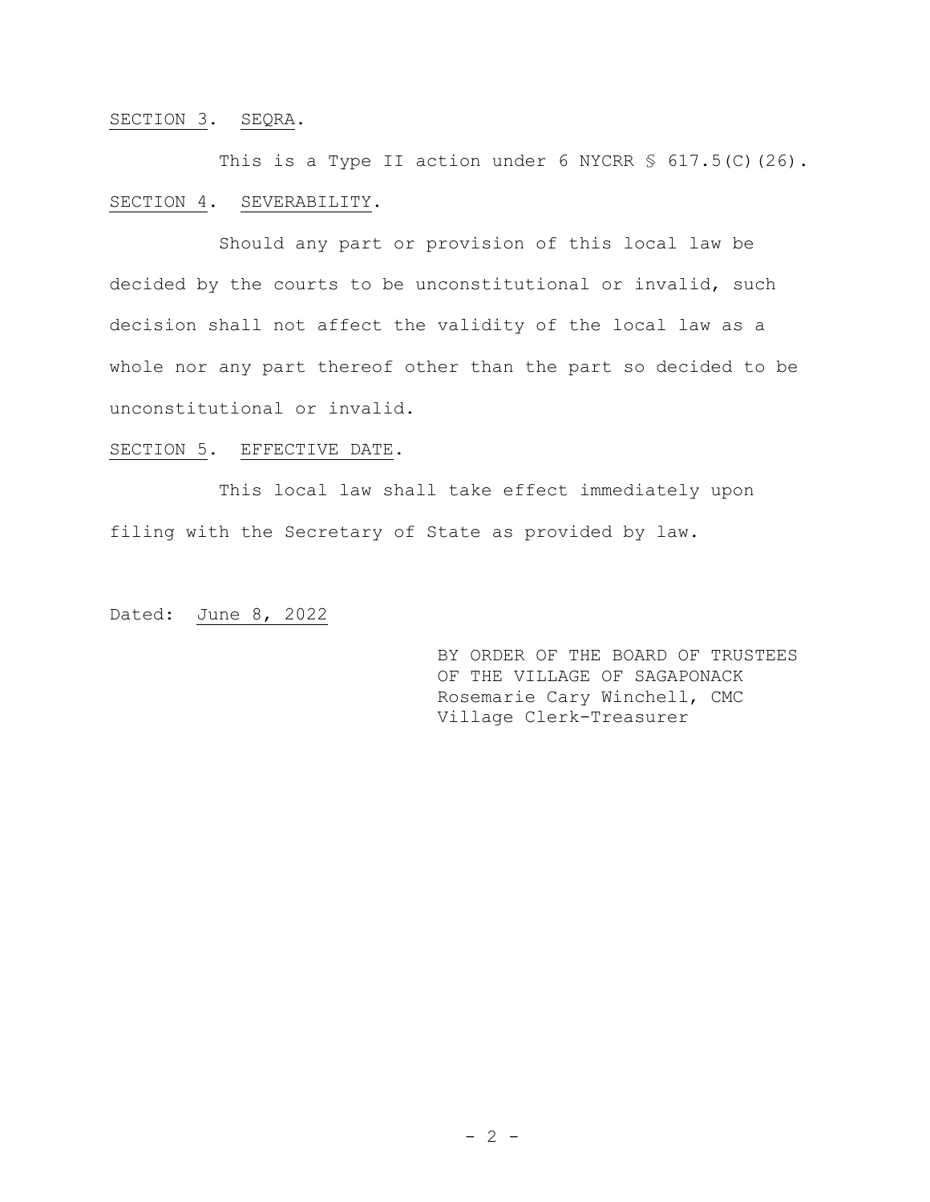SECTION 3. SEQRA.

This is a Type II action under 6 NYCRR § 617.5(C)(26).

SECTION 4. SEVERABILITY.

Should any part or provision of this local law be decided by the courts to be unconstitutional or invalid, such decision shall not affect the validity of the local law as a whole nor any part thereof other than the part so decided to be unconstitutional or invalid.

SECTION 5. EFFECTIVE DATE.

This local law shall take effect immediately upon filing with the Secretary of State as provided by law.

Dated: June 8, 2022

BY ORDER OF THE BOARD OF TRUSTEES
OF THE VILLAGE OF SAGAPONACK
Rosemarie Cary Winchell, CMC
Village Clerk-Treasurer